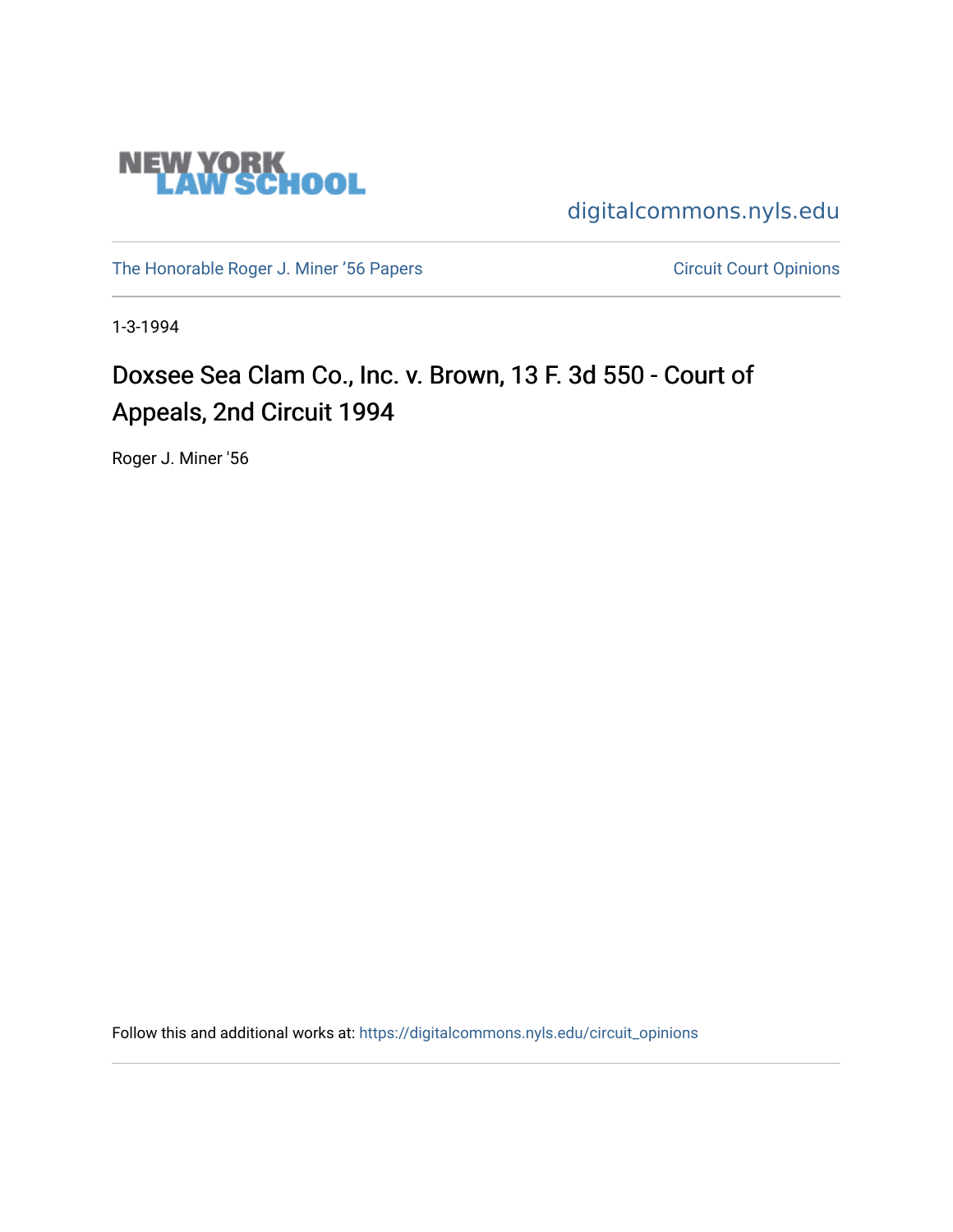NEW YORK LAW SCHOOL

digitalcommons.nyls.edu

The Honorable Roger J. Miner '56 Papers

Circuit Court Opinions

1-3-1994

# Doxsee Sea Clam Co., Inc. v. Brown, 13 F. 3d 550 - Court of Appeals, 2nd Circuit 1994

Roger J. Miner '56

Follow this and additional works at: https://digitalcommons.nyls.edu/circuit_opinions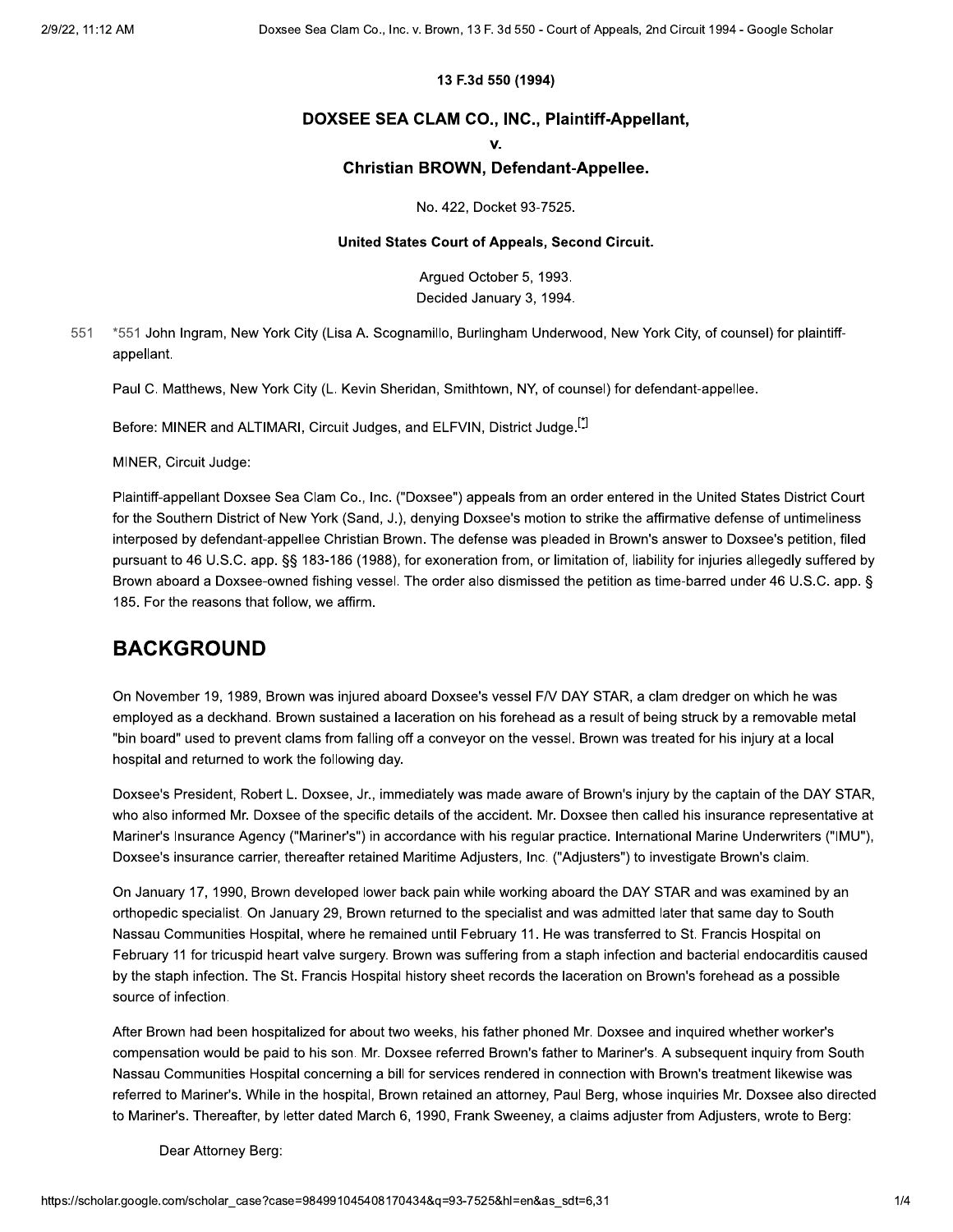13 F.3d 550 (1994)

# DOXSEE SEA CLAM CO., INC., Plaintiff-Appellant,

# v.

# Christian BROWN, Defendant-Appellee.

No. 422, Docket 93-7525.

**United States Court of Appeals, Second Circuit.**

Argued October 5, 1993.
Decided January 3, 1994.

*551 John Ingram, New York City (Lisa A. Scognamillo, Burlingham Underwood, New York City, of counsel) for plaintiff-appellant.

Paul C. Matthews, New York City (L. Kevin Sheridan, Smithtown, NY, of counsel) for defendant-appellee.

Before: MINER and ALTIMARI, Circuit Judges, and ELFVIN, District Judge.[*]

MINER, Circuit Judge:

Plaintiff-appellant Doxsee Sea Clam Co., Inc. ("Doxsee") appeals from an order entered in the United States District Court for the Southern District of New York (Sand, J.), denying Doxsee's motion to strike the affirmative defense of untimeliness interposed by defendant-appellee Christian Brown. The defense was pleaded in Brown's answer to Doxsee's petition, filed pursuant to 46 U.S.C. app. §§ 183-186 (1988), for exoneration from, or limitation of, liability for injuries allegedly suffered by Brown aboard a Doxsee-owned fishing vessel. The order also dismissed the petition as time-barred under 46 U.S.C. app. § 185. For the reasons that follow, we affirm.

## BACKGROUND

On November 19, 1989, Brown was injured aboard Doxsee's vessel F/V DAY STAR, a clam dredger on which he was employed as a deckhand. Brown sustained a laceration on his forehead as a result of being struck by a removable metal "bin board" used to prevent clams from falling off a conveyor on the vessel. Brown was treated for his injury at a local hospital and returned to work the following day.

Doxsee's President, Robert L. Doxsee, Jr., immediately was made aware of Brown's injury by the captain of the DAY STAR, who also informed Mr. Doxsee of the specific details of the accident. Mr. Doxsee then called his insurance representative at Mariner's Insurance Agency ("Mariner's") in accordance with his regular practice. International Marine Underwriters ("IMU"), Doxsee's insurance carrier, thereafter retained Maritime Adjusters, Inc. ("Adjusters") to investigate Brown's claim.

On January 17, 1990, Brown developed lower back pain while working aboard the DAY STAR and was examined by an orthopedic specialist. On January 29, Brown returned to the specialist and was admitted later that same day to South Nassau Communities Hospital, where he remained until February 11. He was transferred to St. Francis Hospital on February 11 for tricuspid heart valve surgery. Brown was suffering from a staph infection and bacterial endocarditis caused by the staph infection. The St. Francis Hospital history sheet records the laceration on Brown's forehead as a possible source of infection.

After Brown had been hospitalized for about two weeks, his father phoned Mr. Doxsee and inquired whether worker's compensation would be paid to his son. Mr. Doxsee referred Brown's father to Mariner's. A subsequent inquiry from South Nassau Communities Hospital concerning a bill for services rendered in connection with Brown's treatment likewise was referred to Mariner's. While in the hospital, Brown retained an attorney, Paul Berg, whose inquiries Mr. Doxsee also directed to Mariner's. Thereafter, by letter dated March 6, 1990, Frank Sweeney, a claims adjuster from Adjusters, wrote to Berg:

> Dear Attorney Berg: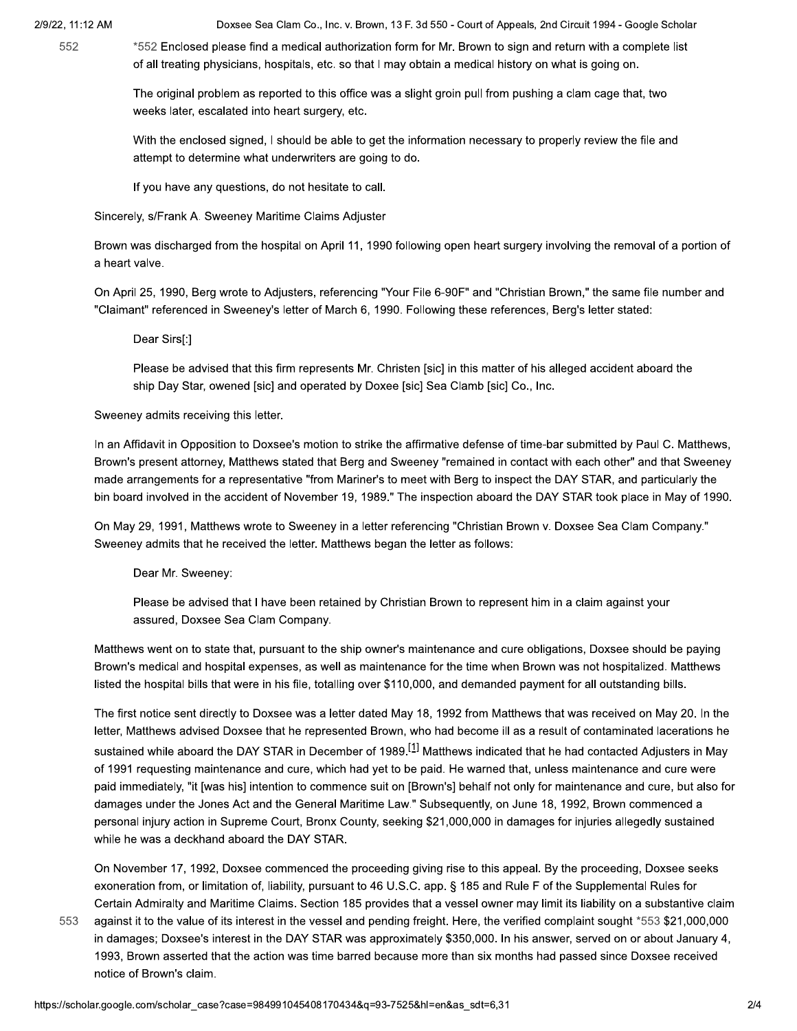*552 Enclosed please find a medical authorization form for Mr. Brown to sign and return with a complete list of all treating physicians, hospitals, etc. so that I may obtain a medical history on what is going on.

> The original problem as reported to this office was a slight groin pull from pushing a clam cage that, two weeks later, escalated into heart surgery, etc.
>
> With the enclosed signed, I should be able to get the information necessary to properly review the file and attempt to determine what underwriters are going to do.
>
> If you have any questions, do not hesitate to call.

Sincerely, s/Frank A. Sweeney Maritime Claims Adjuster

Brown was discharged from the hospital on April 11, 1990 following open heart surgery involving the removal of a portion of a heart valve.

On April 25, 1990, Berg wrote to Adjusters, referencing "Your File 6-90F" and "Christian Brown," the same file number and "Claimant" referenced in Sweeney's letter of March 6, 1990. Following these references, Berg's letter stated:

> Dear Sirs[:]
>
> Please be advised that this firm represents Mr. Christen [sic] in this matter of his alleged accident aboard the ship Day Star, owened [sic] and operated by Doxee [sic] Sea Clamb [sic] Co., Inc.

Sweeney admits receiving this letter.

In an Affidavit in Opposition to Doxsee's motion to strike the affirmative defense of time-bar submitted by Paul C. Matthews, Brown's present attorney, Matthews stated that Berg and Sweeney "remained in contact with each other" and that Sweeney made arrangements for a representative "from Mariner's to meet with Berg to inspect the DAY STAR, and particularly the bin board involved in the accident of November 19, 1989." The inspection aboard the DAY STAR took place in May of 1990.

On May 29, 1991, Matthews wrote to Sweeney in a letter referencing "Christian Brown v. Doxsee Sea Clam Company." Sweeney admits that he received the letter. Matthews began the letter as follows:

> Dear Mr. Sweeney:
>
> Please be advised that I have been retained by Christian Brown to represent him in a claim against your assured, Doxsee Sea Clam Company.

Matthews went on to state that, pursuant to the ship owner's maintenance and cure obligations, Doxsee should be paying Brown's medical and hospital expenses, as well as maintenance for the time when Brown was not hospitalized. Matthews listed the hospital bills that were in his file, totalling over $110,000, and demanded payment for all outstanding bills.

The first notice sent directly to Doxsee was a letter dated May 18, 1992 from Matthews that was received on May 20. In the letter, Matthews advised Doxsee that he represented Brown, who had become ill as a result of contaminated lacerations he sustained while aboard the DAY STAR in December of 1989.[1] Matthews indicated that he had contacted Adjusters in May of 1991 requesting maintenance and cure, which had yet to be paid. He warned that, unless maintenance and cure were paid immediately, "it [was his] intention to commence suit on [Brown's] behalf not only for maintenance and cure, but also for damages under the Jones Act and the General Maritime Law." Subsequently, on June 18, 1992, Brown commenced a personal injury action in Supreme Court, Bronx County, seeking $21,000,000 in damages for injuries allegedly sustained while he was a deckhand aboard the DAY STAR.

On November 17, 1992, Doxsee commenced the proceeding giving rise to this appeal. By the proceeding, Doxsee seeks exoneration from, or limitation of, liability, pursuant to 46 U.S.C. app. § 185 and Rule F of the Supplemental Rules for Certain Admiralty and Maritime Claims. Section 185 provides that a vessel owner may limit its liability on a substantive claim against it to the value of its interest in the vessel and pending freight. Here, the verified complaint sought *553 $21,000,000 in damages; Doxsee's interest in the DAY STAR was approximately $350,000. In his answer, served on or about January 4, 1993, Brown asserted that the action was time barred because more than six months had passed since Doxsee received notice of Brown's claim.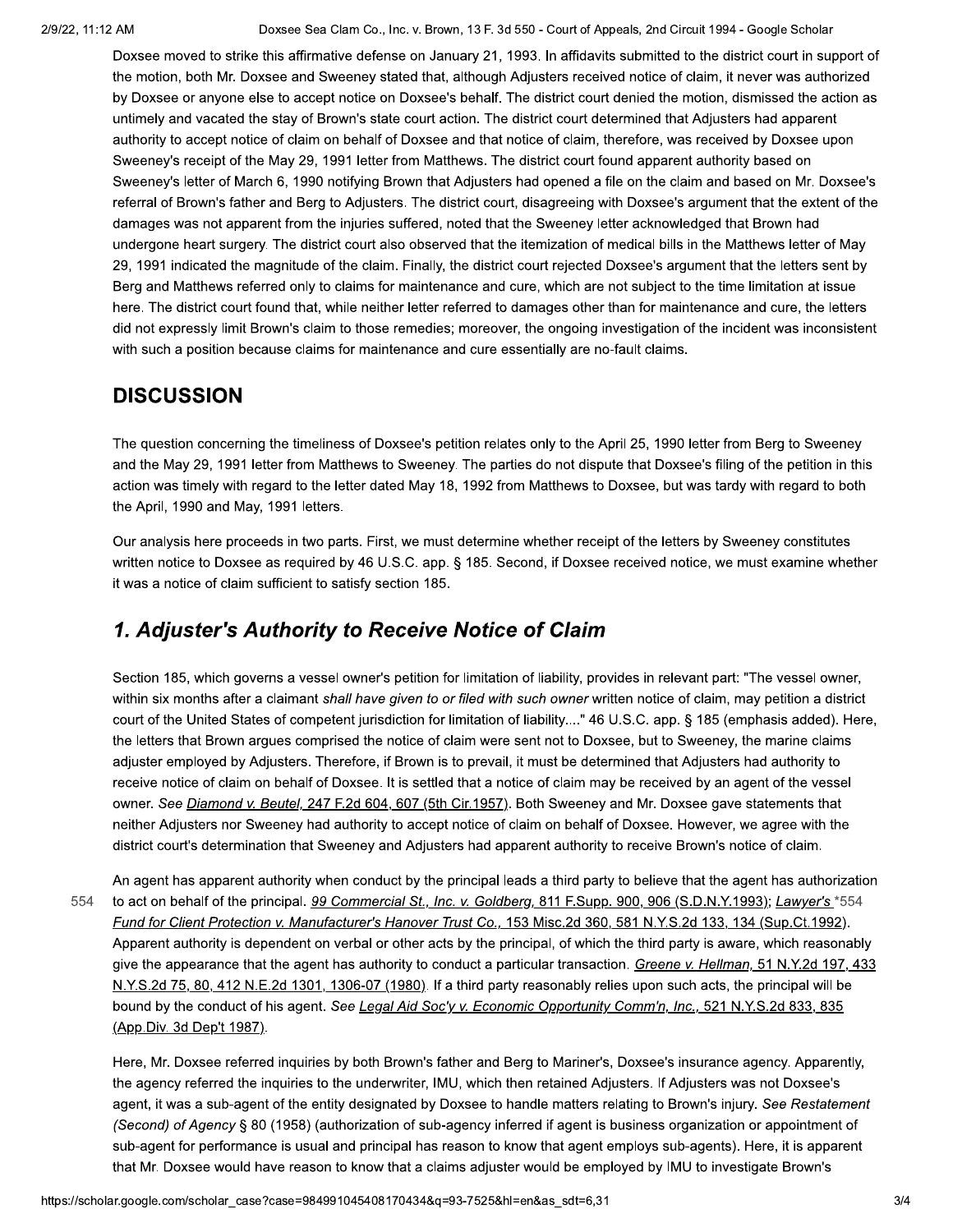Doxsee moved to strike this affirmative defense on January 21, 1993. In affidavits submitted to the district court in support of the motion, both Mr. Doxsee and Sweeney stated that, although Adjusters received notice of claim, it never was authorized by Doxsee or anyone else to accept notice on Doxsee's behalf. The district court denied the motion, dismissed the action as untimely and vacated the stay of Brown's state court action. The district court determined that Adjusters had apparent authority to accept notice of claim on behalf of Doxsee and that notice of claim, therefore, was received by Doxsee upon Sweeney's receipt of the May 29, 1991 letter from Matthews. The district court found apparent authority based on Sweeney's letter of March 6, 1990 notifying Brown that Adjusters had opened a file on the claim and based on Mr. Doxsee's referral of Brown's father and Berg to Adjusters. The district court, disagreeing with Doxsee's argument that the extent of the damages was not apparent from the injuries suffered, noted that the Sweeney letter acknowledged that Brown had undergone heart surgery. The district court also observed that the itemization of medical bills in the Matthews letter of May 29, 1991 indicated the magnitude of the claim. Finally, the district court rejected Doxsee's argument that the letters sent by Berg and Matthews referred only to claims for maintenance and cure, which are not subject to the time limitation at issue here. The district court found that, while neither letter referred to damages other than for maintenance and cure, the letters did not expressly limit Brown's claim to those remedies; moreover, the ongoing investigation of the incident was inconsistent with such a position because claims for maintenance and cure essentially are no-fault claims.

## DISCUSSION

The question concerning the timeliness of Doxsee's petition relates only to the April 25, 1990 letter from Berg to Sweeney and the May 29, 1991 letter from Matthews to Sweeney. The parties do not dispute that Doxsee's filing of the petition in this action was timely with regard to the letter dated May 18, 1992 from Matthews to Doxsee, but was tardy with regard to both the April, 1990 and May, 1991 letters.

Our analysis here proceeds in two parts. First, we must determine whether receipt of the letters by Sweeney constitutes written notice to Doxsee as required by 46 U.S.C. app. § 185. Second, if Doxsee received notice, we must examine whether it was a notice of claim sufficient to satisfy section 185.

## *1. Adjuster's Authority to Receive Notice of Claim*

Section 185, which governs a vessel owner's petition for limitation of liability, provides in relevant part: "The vessel owner, within six months after a claimant *shall have given to or filed with such owner* written notice of claim, may petition a district court of the United States of competent jurisdiction for limitation of liability...." 46 U.S.C. app. § 185 (emphasis added). Here, the letters that Brown argues comprised the notice of claim were sent not to Doxsee, but to Sweeney, the marine claims adjuster employed by Adjusters. Therefore, if Brown is to prevail, it must be determined that Adjusters had authority to receive notice of claim on behalf of Doxsee. It is settled that a notice of claim may be received by an agent of the vessel owner. *See Diamond v. Beutel,* 247 F.2d 604, 607 (5th Cir.1957). Both Sweeney and Mr. Doxsee gave statements that neither Adjusters nor Sweeney had authority to accept notice of claim on behalf of Doxsee. However, we agree with the district court's determination that Sweeney and Adjusters had apparent authority to receive Brown's notice of claim.

An agent has apparent authority when conduct by the principal leads a third party to believe that the agent has authorization to act on behalf of the principal. *99 Commercial St., Inc. v. Goldberg,* 811 F.Supp. 900, 906 (S.D.N.Y.1993); *Lawyer's* \*554 *Fund for Client Protection v. Manufacturer's Hanover Trust Co.,* 153 Misc.2d 360, 581 N.Y.S.2d 133, 134 (Sup.Ct.1992). Apparent authority is dependent on verbal or other acts by the principal, of which the third party is aware, which reasonably give the appearance that the agent has authority to conduct a particular transaction. *Greene v. Hellman,* 51 N.Y.2d 197, 433 N.Y.S.2d 75, 80, 412 N.E.2d 1301, 1306-07 (1980). If a third party reasonably relies upon such acts, the principal will be bound by the conduct of his agent. *See Legal Aid Soc'y v. Economic Opportunity Comm'n, Inc.,* 521 N.Y.S.2d 833, 835 (App.Div. 3d Dep't 1987).

Here, Mr. Doxsee referred inquiries by both Brown's father and Berg to Mariner's, Doxsee's insurance agency. Apparently, the agency referred the inquiries to the underwriter, IMU, which then retained Adjusters. If Adjusters was not Doxsee's agent, it was a sub-agent of the entity designated by Doxsee to handle matters relating to Brown's injury. *See Restatement (Second) of Agency* § 80 (1958) (authorization of sub-agency inferred if agent is business organization or appointment of sub-agent for performance is usual and principal has reason to know that agent employs sub-agents). Here, it is apparent that Mr. Doxsee would have reason to know that a claims adjuster would be employed by IMU to investigate Brown's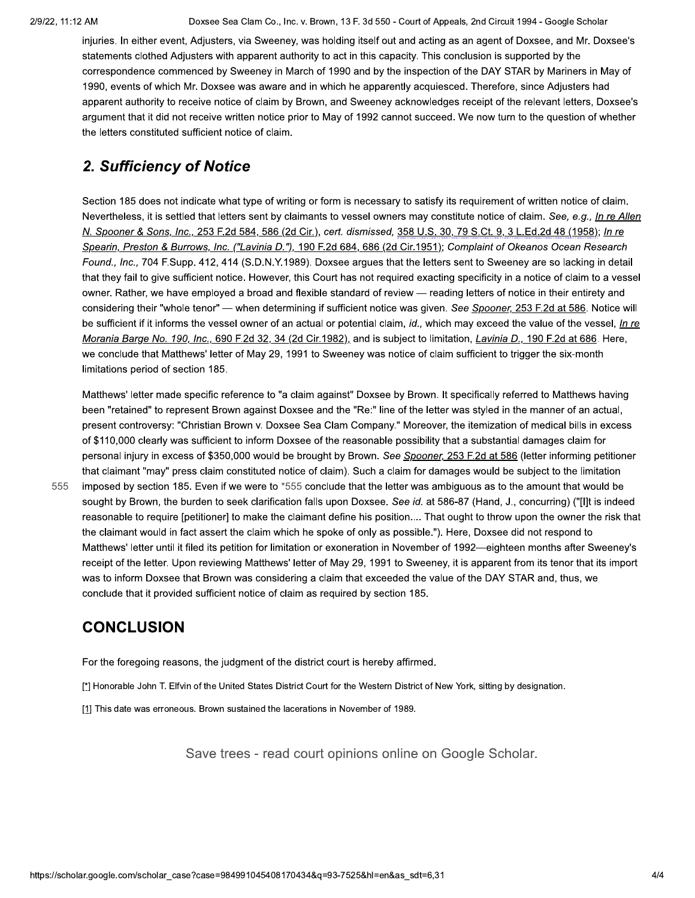injuries. In either event, Adjusters, via Sweeney, was holding itself out and acting as an agent of Doxsee, and Mr. Doxsee's statements clothed Adjusters with apparent authority to act in this capacity. This conclusion is supported by the correspondence commenced by Sweeney in March of 1990 and by the inspection of the DAY STAR by Mariners in May of 1990, events of which Mr. Doxsee was aware and in which he apparently acquiesced. Therefore, since Adjusters had apparent authority to receive notice of claim by Brown, and Sweeney acknowledges receipt of the relevant letters, Doxsee's argument that it did not receive written notice prior to May of 1992 cannot succeed. We now turn to the question of whether the letters constituted sufficient notice of claim.

## 2. Sufficiency of Notice

Section 185 does not indicate what type of writing or form is necessary to satisfy its requirement of written notice of claim. Nevertheless, it is settled that letters sent by claimants to vessel owners may constitute notice of claim. *See, e.g., In re Allen N. Spooner & Sons, Inc.,* 253 F.2d 584, 586 (2d Cir.), *cert. dismissed,* 358 U.S. 30, 79 S.Ct. 9, 3 L.Ed.2d 48 (1958); *In re Spearin, Preston & Burrows, Inc. ("Lavinia D."),* 190 F.2d 684, 686 (2d Cir.1951); *Complaint of Okeanos Ocean Research Found., Inc.,* 704 F.Supp. 412, 414 (S.D.N.Y.1989). Doxsee argues that the letters sent to Sweeney are so lacking in detail that they fail to give sufficient notice. However, this Court has not required exacting specificity in a notice of claim to a vessel owner. Rather, we have employed a broad and flexible standard of review — reading letters of notice in their entirety and considering their "whole tenor" — when determining if sufficient notice was given. *See Spooner,* 253 F.2d at 586. Notice will be sufficient if it informs the vessel owner of an actual or potential claim, *id.,* which may exceed the value of the vessel, *In re Morania Barge No. 190, Inc.,* 690 F.2d 32, 34 (2d Cir.1982), and is subject to limitation, *Lavinia D.,* 190 F.2d at 686. Here, we conclude that Matthews' letter of May 29, 1991 to Sweeney was notice of claim sufficient to trigger the six-month limitations period of section 185.

Matthews' letter made specific reference to "a claim against" Doxsee by Brown. It specifically referred to Matthews having been "retained" to represent Brown against Doxsee and the "Re:" line of the letter was styled in the manner of an actual, present controversy: "Christian Brown v. Doxsee Sea Clam Company." Moreover, the itemization of medical bills in excess of $110,000 clearly was sufficient to inform Doxsee of the reasonable possibility that a substantial damages claim for personal injury in excess of $350,000 would be brought by Brown. *See Spooner,* 253 F.2d at 586 (letter informing petitioner that claimant "may" press claim constituted notice of claim). Such a claim for damages would be subject to the limitation imposed by section 185. Even if we were to *555 conclude that the letter was ambiguous as to the amount that would be sought by Brown, the burden to seek clarification falls upon Doxsee. *See id.* at 586-87 (Hand, J., concurring) ("[I]t is indeed reasonable to require [petitioner] to make the claimant define his position.... That ought to throw upon the owner the risk that the claimant would in fact assert the claim which he spoke of only as possible."). Here, Doxsee did not respond to Matthews' letter until it filed its petition for limitation or exoneration in November of 1992—eighteen months after Sweeney's receipt of the letter. Upon reviewing Matthews' letter of May 29, 1991 to Sweeney, it is apparent from its tenor that its import was to inform Doxsee that Brown was considering a claim that exceeded the value of the DAY STAR and, thus, we conclude that it provided sufficient notice of claim as required by section 185.

## CONCLUSION

For the foregoing reasons, the judgment of the district court is hereby affirmed.

[*] Honorable John T. Elfvin of the United States District Court for the Western District of New York, sitting by designation.

[1] This date was erroneous. Brown sustained the lacerations in November of 1989.

Save trees - read court opinions online on Google Scholar.